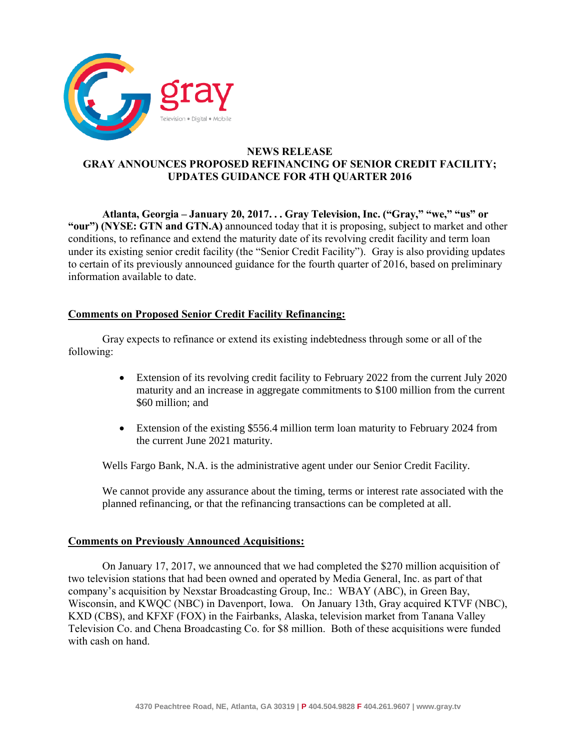# NEWS RELEASE

## GRAY ANNOUNCES PROPOSED REFINANCING OF SENIOR CREDIT FACILITY; UPDATES GUIDANCE FOR 4TH QUARTER 2016

**Atlanta, Georgia – January 20, 2017. . . Gray Television, Inc. ("Gray," "we," "us" or "our") (NYSE: GTN and GTN.A)** announced today that it is proposing, subject to market and other conditions, to refinance and extend the maturity date of its revolving credit facility and term loan under its existing senior credit facility (the "Senior Credit Facility"). Gray is also providing updates to certain of its previously announced guidance for the fourth quarter of 2016, based on preliminary information available to date.

**Comments on Proposed Senior Credit Facility Refinancing:**

Gray expects to refinance or extend its existing indebtedness through some or all of the following:

- Extension of its revolving credit facility to February 2022 from the current July 2020 maturity and an increase in aggregate commitments to $100 million from the current $60 million; and

- Extension of the existing $556.4 million term loan maturity to February 2024 from the current June 2021 maturity.

Wells Fargo Bank, N.A. is the administrative agent under our Senior Credit Facility.

We cannot provide any assurance about the timing, terms or interest rate associated with the planned refinancing, or that the refinancing transactions can be completed at all.

**Comments on Previously Announced Acquisitions:**

On January 17, 2017, we announced that we had completed the $270 million acquisition of two television stations that had been owned and operated by Media General, Inc. as part of that company's acquisition by Nexstar Broadcasting Group, Inc.: WBAY (ABC), in Green Bay, Wisconsin, and KWQC (NBC) in Davenport, Iowa. On January 13th, Gray acquired KTVF (NBC), KXD (CBS), and KFXF (FOX) in the Fairbanks, Alaska, television market from Tanana Valley Television Co. and Chena Broadcasting Co. for $8 million. Both of these acquisitions were funded with cash on hand.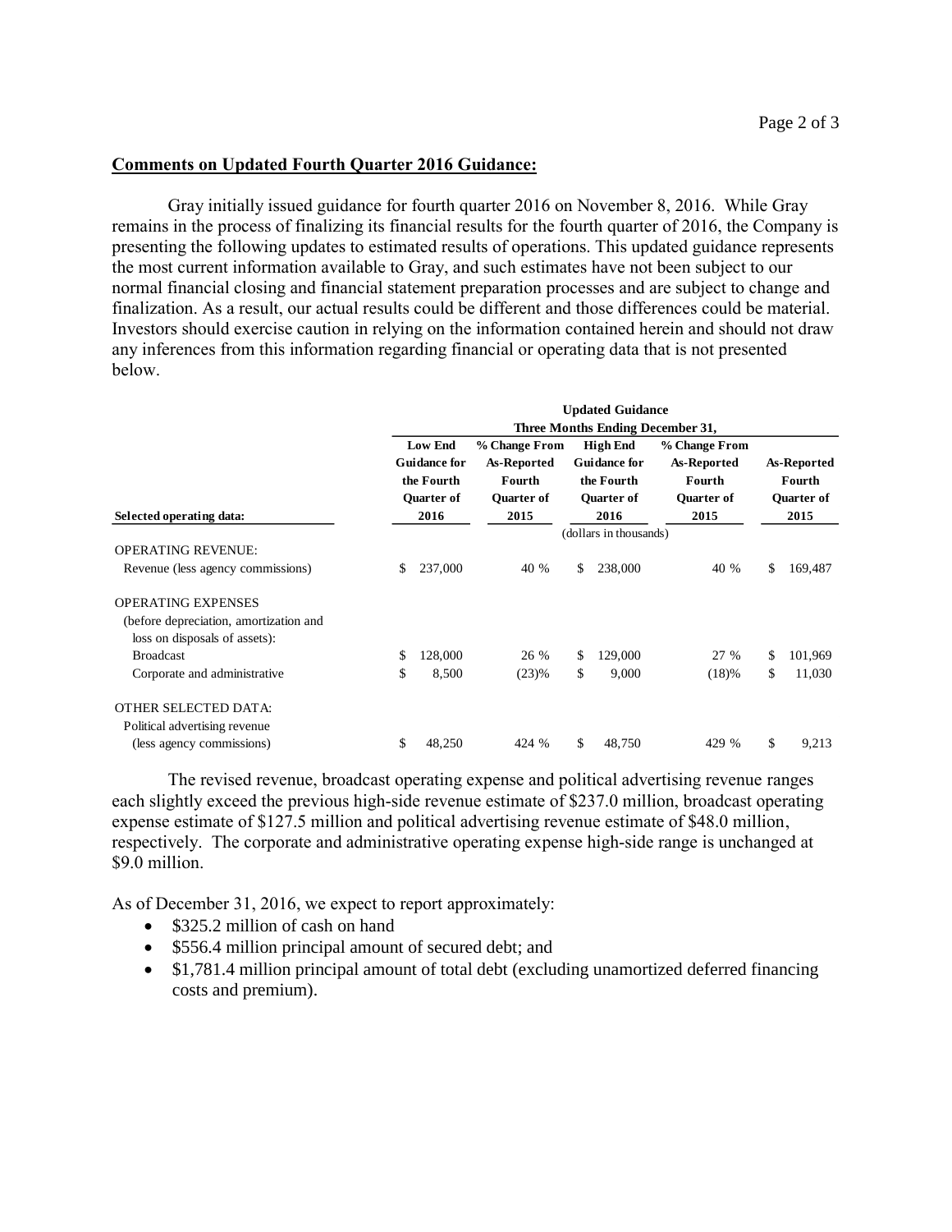## Comments on Updated Fourth Quarter 2016 Guidance:

Gray initially issued guidance for fourth quarter 2016 on November 8, 2016. While Gray remains in the process of finalizing its financial results for the fourth quarter of 2016, the Company is presenting the following updates to estimated results of operations. This updated guidance represents the most current information available to Gray, and such estimates have not been subject to our normal financial closing and financial statement preparation processes and are subject to change and finalization. As a result, our actual results could be different and those differences could be material. Investors should exercise caution in relying on the information contained herein and should not draw any inferences from this information regarding financial or operating data that is not presented below.

| | Updated Guidance Three Months Ending December 31, | | | | |
|---|---|---|---|---|---|
| Selected operating data: | Low End Guidance for the Fourth Quarter of 2016 | % Change From As-Reported Fourth Quarter of 2015 | High End Guidance for the Fourth Quarter of 2016 | % Change From As-Reported Fourth Quarter of 2015 | As-Reported Fourth Quarter of 2015 |
| | (dollars in thousands) | | | | |
| OPERATING REVENUE: | | | | | |
| Revenue (less agency commissions) | $ 237,000 | 40 % | $ 238,000 | 40 % | $ 169,487 |
| OPERATING EXPENSES (before depreciation, amortization and loss on disposals of assets): | | | | | |
| Broadcast | $ 128,000 | 26 % | $ 129,000 | 27 % | $ 101,969 |
| Corporate and administrative | $ 8,500 | (23)% | $ 9,000 | (18)% | $ 11,030 |
| OTHER SELECTED DATA: | | | | | |
| Political advertising revenue (less agency commissions) | $ 48,250 | 424 % | $ 48,750 | 429 % | $ 9,213 |

The revised revenue, broadcast operating expense and political advertising revenue ranges each slightly exceed the previous high-side revenue estimate of $237.0 million, broadcast operating expense estimate of $127.5 million and political advertising revenue estimate of $48.0 million, respectively. The corporate and administrative operating expense high-side range is unchanged at $9.0 million.

As of December 31, 2016, we expect to report approximately:

- $325.2 million of cash on hand
- $556.4 million principal amount of secured debt; and
- $1,781.4 million principal amount of total debt (excluding unamortized deferred financing costs and premium).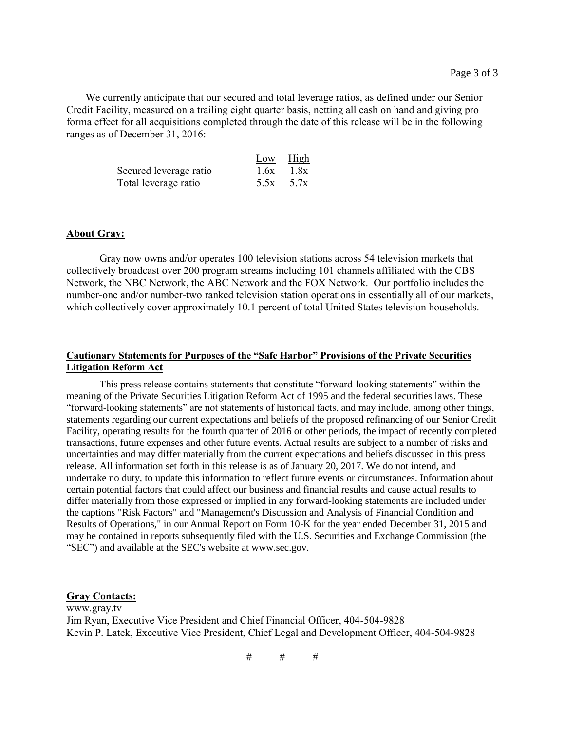We currently anticipate that our secured and total leverage ratios, as defined under our Senior Credit Facility, measured on a trailing eight quarter basis, netting all cash on hand and giving pro forma effect for all acquisitions completed through the date of this release will be in the following ranges as of December 31, 2016:

| | Low | High |
|---|---|---|
| Secured leverage ratio | 1.6x | 1.8x |
| Total leverage ratio | 5.5x | 5.7x |

**About Gray:**

Gray now owns and/or operates 100 television stations across 54 television markets that collectively broadcast over 200 program streams including 101 channels affiliated with the CBS Network, the NBC Network, the ABC Network and the FOX Network. Our portfolio includes the number-one and/or number-two ranked television station operations in essentially all of our markets, which collectively cover approximately 10.1 percent of total United States television households.

**Cautionary Statements for Purposes of the "Safe Harbor" Provisions of the Private Securities Litigation Reform Act**

This press release contains statements that constitute "forward-looking statements" within the meaning of the Private Securities Litigation Reform Act of 1995 and the federal securities laws. These "forward-looking statements" are not statements of historical facts, and may include, among other things, statements regarding our current expectations and beliefs of the proposed refinancing of our Senior Credit Facility, operating results for the fourth quarter of 2016 or other periods, the impact of recently completed transactions, future expenses and other future events. Actual results are subject to a number of risks and uncertainties and may differ materially from the current expectations and beliefs discussed in this press release. All information set forth in this release is as of January 20, 2017. We do not intend, and undertake no duty, to update this information to reflect future events or circumstances. Information about certain potential factors that could affect our business and financial results and cause actual results to differ materially from those expressed or implied in any forward-looking statements are included under the captions "Risk Factors" and "Management's Discussion and Analysis of Financial Condition and Results of Operations," in our Annual Report on Form 10-K for the year ended December 31, 2015 and may be contained in reports subsequently filed with the U.S. Securities and Exchange Commission (the "SEC") and available at the SEC's website at www.sec.gov.

**Gray Contacts:**

www.gray.tv
Jim Ryan, Executive Vice President and Chief Financial Officer, 404-504-9828
Kevin P. Latek, Executive Vice President, Chief Legal and Development Officer, 404-504-9828

# # #